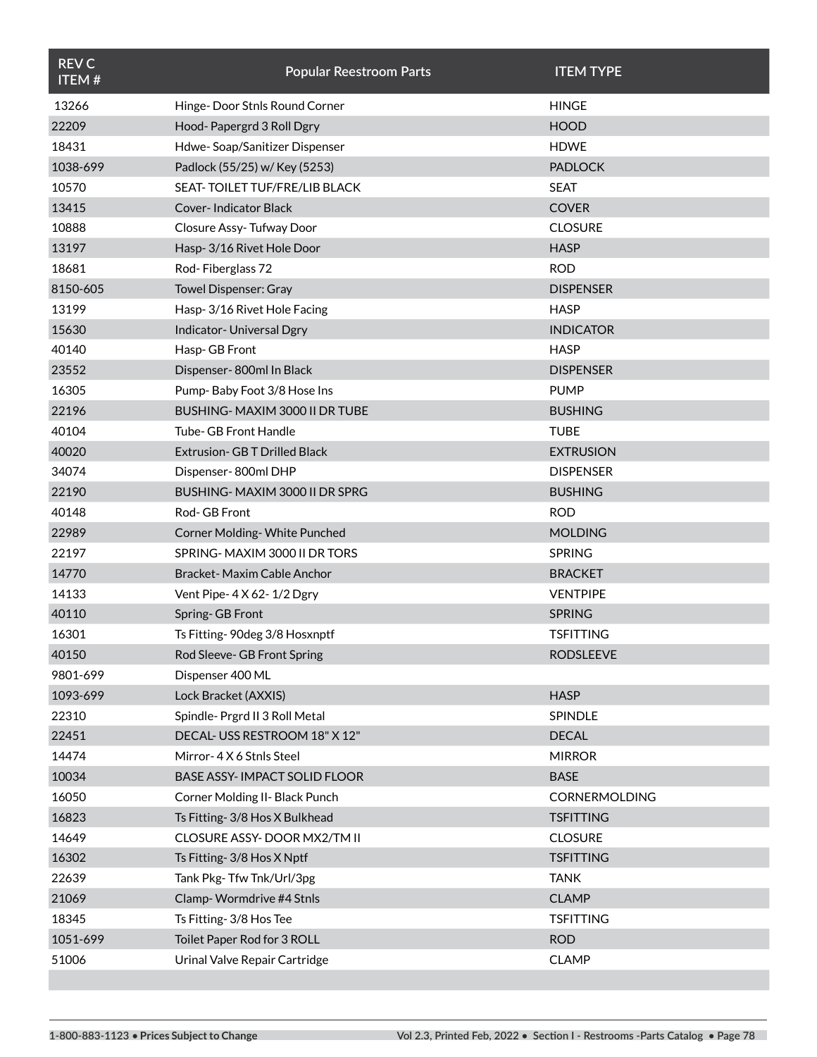| REV C ITEM # | Popular Reestroom Parts | ITEM TYPE |
|---|---|---|
| 13266 | Hinge- Door Stnls Round Corner | HINGE |
| 22209 | Hood- Papergrd 3 Roll Dgry | HOOD |
| 18431 | Hdwe- Soap/Sanitizer Dispenser | HDWE |
| 1038-699 | Padlock (55/25) w/ Key (5253) | PADLOCK |
| 10570 | SEAT- TOILET TUF/FRE/LIB BLACK | SEAT |
| 13415 | Cover- Indicator Black | COVER |
| 10888 | Closure Assy- Tufway Door | CLOSURE |
| 13197 | Hasp- 3/16 Rivet Hole Door | HASP |
| 18681 | Rod- Fiberglass 72 | ROD |
| 8150-605 | Towel Dispenser: Gray | DISPENSER |
| 13199 | Hasp- 3/16 Rivet Hole Facing | HASP |
| 15630 | Indicator- Universal Dgry | INDICATOR |
| 40140 | Hasp- GB Front | HASP |
| 23552 | Dispenser- 800ml In Black | DISPENSER |
| 16305 | Pump- Baby Foot 3/8 Hose Ins | PUMP |
| 22196 | BUSHING- MAXIM 3000 II DR TUBE | BUSHING |
| 40104 | Tube- GB Front Handle | TUBE |
| 40020 | Extrusion- GB T Drilled Black | EXTRUSION |
| 34074 | Dispenser- 800ml DHP | DISPENSER |
| 22190 | BUSHING- MAXIM 3000 II DR SPRG | BUSHING |
| 40148 | Rod- GB Front | ROD |
| 22989 | Corner Molding- White Punched | MOLDING |
| 22197 | SPRING- MAXIM 3000 II DR TORS | SPRING |
| 14770 | Bracket- Maxim Cable Anchor | BRACKET |
| 14133 | Vent Pipe- 4 X 62- 1/2 Dgry | VENTPIPE |
| 40110 | Spring- GB Front | SPRING |
| 16301 | Ts Fitting- 90deg 3/8 Hosxnptf | TSFITTING |
| 40150 | Rod Sleeve- GB Front Spring | RODSLEEVE |
| 9801-699 | Dispenser 400 ML | |
| 1093-699 | Lock Bracket (AXXIS) | HASP |
| 22310 | Spindle- Prgrd II 3 Roll Metal | SPINDLE |
| 22451 | DECAL- USS RESTROOM 18" X 12" | DECAL |
| 14474 | Mirror- 4 X 6 Stnls Steel | MIRROR |
| 10034 | BASE ASSY- IMPACT SOLID FLOOR | BASE |
| 16050 | Corner Molding II- Black Punch | CORNERMOLDING |
| 16823 | Ts Fitting- 3/8 Hos X Bulkhead | TSFITTING |
| 14649 | CLOSURE ASSY- DOOR MX2/TM II | CLOSURE |
| 16302 | Ts Fitting- 3/8 Hos X Nptf | TSFITTING |
| 22639 | Tank Pkg- Tfw Tnk/Url/3pg | TANK |
| 21069 | Clamp- Wormdrive #4 Stnls | CLAMP |
| 18345 | Ts Fitting- 3/8 Hos Tee | TSFITTING |
| 1051-699 | Toilet Paper Rod for 3 ROLL | ROD |
| 51006 | Urinal Valve Repair Cartridge | CLAMP |
| | | |

1-800-883-1123 • **Prices Subject to Change**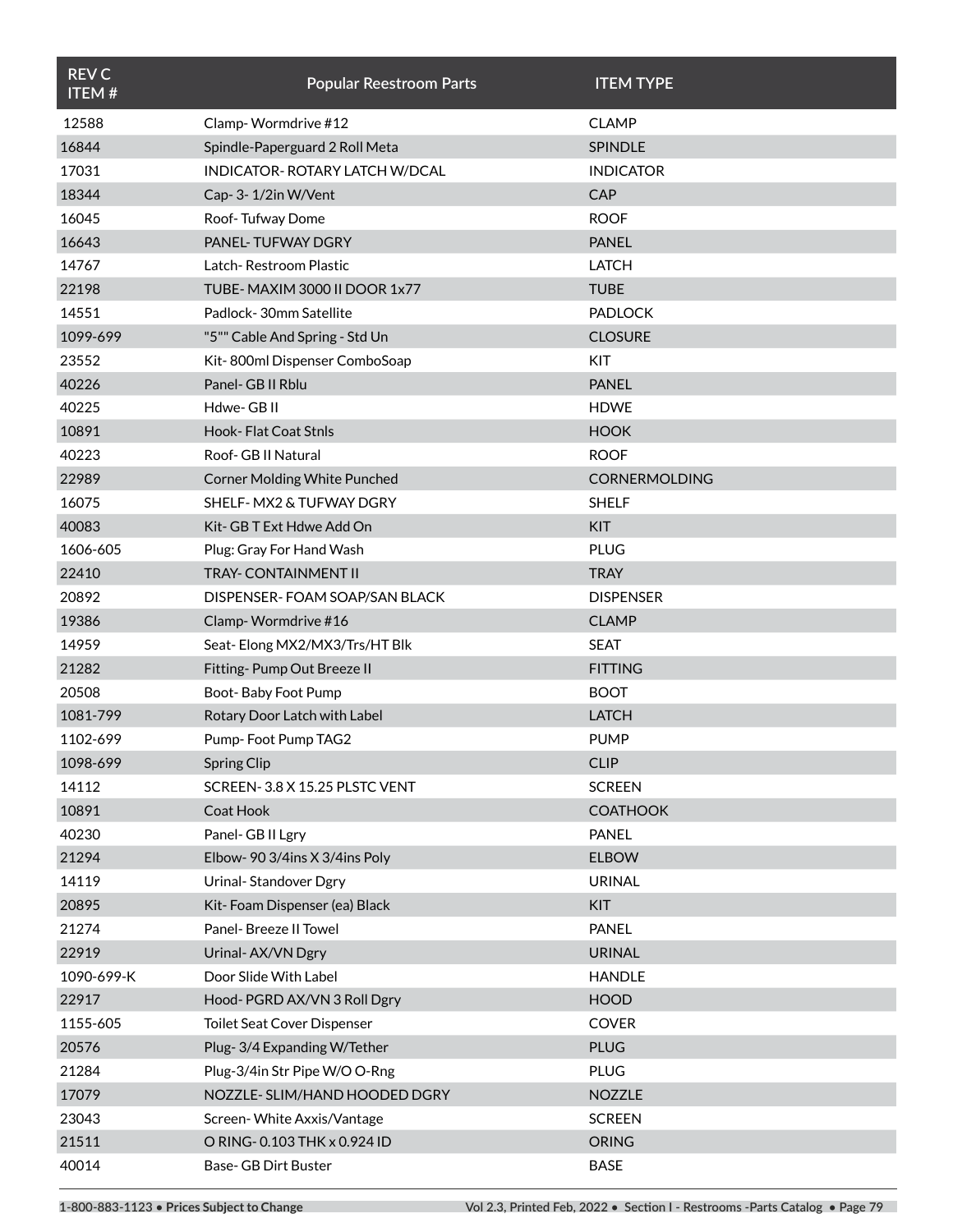| REV C ITEM # | Popular Reestroom Parts | ITEM TYPE |
|---|---|---|
| 12588 | Clamp- Wormdrive #12 | CLAMP |
| 16844 | Spindle-Paperguard 2 Roll Meta | SPINDLE |
| 17031 | INDICATOR- ROTARY LATCH W/DCAL | INDICATOR |
| 18344 | Cap- 3- 1/2in W/Vent | CAP |
| 16045 | Roof- Tufway Dome | ROOF |
| 16643 | PANEL- TUFWAY DGRY | PANEL |
| 14767 | Latch- Restroom Plastic | LATCH |
| 22198 | TUBE- MAXIM 3000 II DOOR 1x77 | TUBE |
| 14551 | Padlock- 30mm Satellite | PADLOCK |
| 1099-699 | "5"" Cable And Spring - Std Un | CLOSURE |
| 23552 | Kit- 800ml Dispenser ComboSoap | KIT |
| 40226 | Panel- GB II Rblu | PANEL |
| 40225 | Hdwe- GB II | HDWE |
| 10891 | Hook- Flat Coat Stnls | HOOK |
| 40223 | Roof- GB II Natural | ROOF |
| 22989 | Corner Molding White Punched | CORNERMOLDING |
| 16075 | SHELF- MX2 & TUFWAY DGRY | SHELF |
| 40083 | Kit- GB T Ext Hdwe Add On | KIT |
| 1606-605 | Plug: Gray For Hand Wash | PLUG |
| 22410 | TRAY- CONTAINMENT II | TRAY |
| 20892 | DISPENSER- FOAM SOAP/SAN BLACK | DISPENSER |
| 19386 | Clamp- Wormdrive #16 | CLAMP |
| 14959 | Seat- Elong MX2/MX3/Trs/HT Blk | SEAT |
| 21282 | Fitting- Pump Out Breeze II | FITTING |
| 20508 | Boot- Baby Foot Pump | BOOT |
| 1081-799 | Rotary Door Latch with Label | LATCH |
| 1102-699 | Pump- Foot Pump TAG2 | PUMP |
| 1098-699 | Spring Clip | CLIP |
| 14112 | SCREEN- 3.8 X 15.25 PLSTC VENT | SCREEN |
| 10891 | Coat Hook | COATHOOK |
| 40230 | Panel- GB II Lgry | PANEL |
| 21294 | Elbow- 90 3/4ins X 3/4ins Poly | ELBOW |
| 14119 | Urinal- Standover Dgry | URINAL |
| 20895 | Kit- Foam Dispenser (ea) Black | KIT |
| 21274 | Panel- Breeze II Towel | PANEL |
| 22919 | Urinal- AX/VN Dgry | URINAL |
| 1090-699-K | Door Slide With Label | HANDLE |
| 22917 | Hood- PGRD AX/VN 3 Roll Dgry | HOOD |
| 1155-605 | Toilet Seat Cover Dispenser | COVER |
| 20576 | Plug- 3/4 Expanding W/Tether | PLUG |
| 21284 | Plug-3/4in Str Pipe W/O O-Rng | PLUG |
| 17079 | NOZZLE- SLIM/HAND HOODED DGRY | NOZZLE |
| 23043 | Screen- White Axxis/Vantage | SCREEN |
| 21511 | O RING- 0.103 THK x 0.924 ID | ORING |
| 40014 | Base- GB Dirt Buster | BASE |

**1-800-883-1123 • Prices Subject to Change**